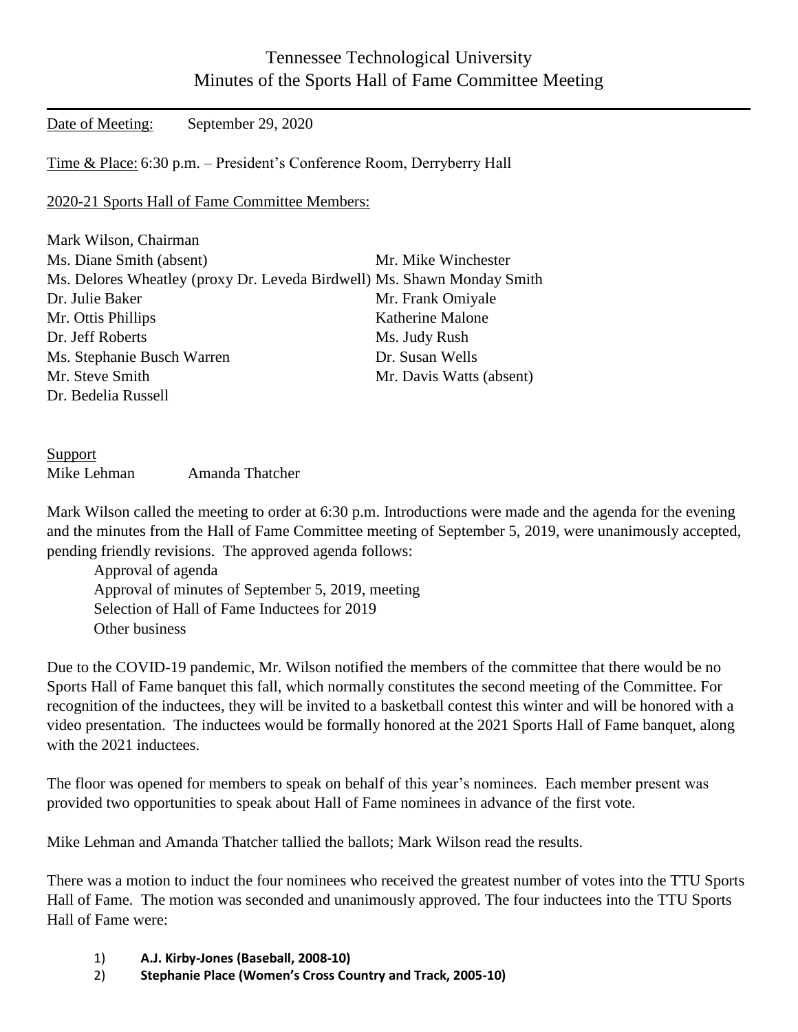# Tennessee Technological University
## Minutes of the Sports Hall of Fame Committee Meeting

Date of Meeting: September 29, 2020

Time & Place: 6:30 p.m. – President's Conference Room, Derryberry Hall

2020-21 Sports Hall of Fame Committee Members:

Mark Wilson, Chairman
Ms. Diane Smith (absent)
Ms. Delores Wheatley (proxy Dr. Leveda Birdwell)
Dr. Julie Baker
Mr. Ottis Phillips
Dr. Jeff Roberts
Ms. Stephanie Busch Warren
Mr. Steve Smith
Dr. Bedelia Russell
Mr. Mike Winchester
Ms. Shawn Monday Smith
Mr. Frank Omiyale
Katherine Malone
Ms. Judy Rush
Dr. Susan Wells
Mr. Davis Watts (absent)

Support
Mike Lehman Amanda Thatcher

Mark Wilson called the meeting to order at 6:30 p.m. Introductions were made and the agenda for the evening and the minutes from the Hall of Fame Committee meeting of September 5, 2019, were unanimously accepted, pending friendly revisions. The approved agenda follows:

Approval of agenda
Approval of minutes of September 5, 2019, meeting
Selection of Hall of Fame Inductees for 2019
Other business

Due to the COVID-19 pandemic, Mr. Wilson notified the members of the committee that there would be no Sports Hall of Fame banquet this fall, which normally constitutes the second meeting of the Committee. For recognition of the inductees, they will be invited to a basketball contest this winter and will be honored with a video presentation. The inductees would be formally honored at the 2021 Sports Hall of Fame banquet, along with the 2021 inductees.

The floor was opened for members to speak on behalf of this year's nominees. Each member present was provided two opportunities to speak about Hall of Fame nominees in advance of the first vote.

Mike Lehman and Amanda Thatcher tallied the ballots; Mark Wilson read the results.

There was a motion to induct the four nominees who received the greatest number of votes into the TTU Sports Hall of Fame. The motion was seconded and unanimously approved. The four inductees into the TTU Sports Hall of Fame were:

1) **A.J. Kirby-Jones (Baseball, 2008-10)**
2) **Stephanie Place (Women's Cross Country and Track, 2005-10)**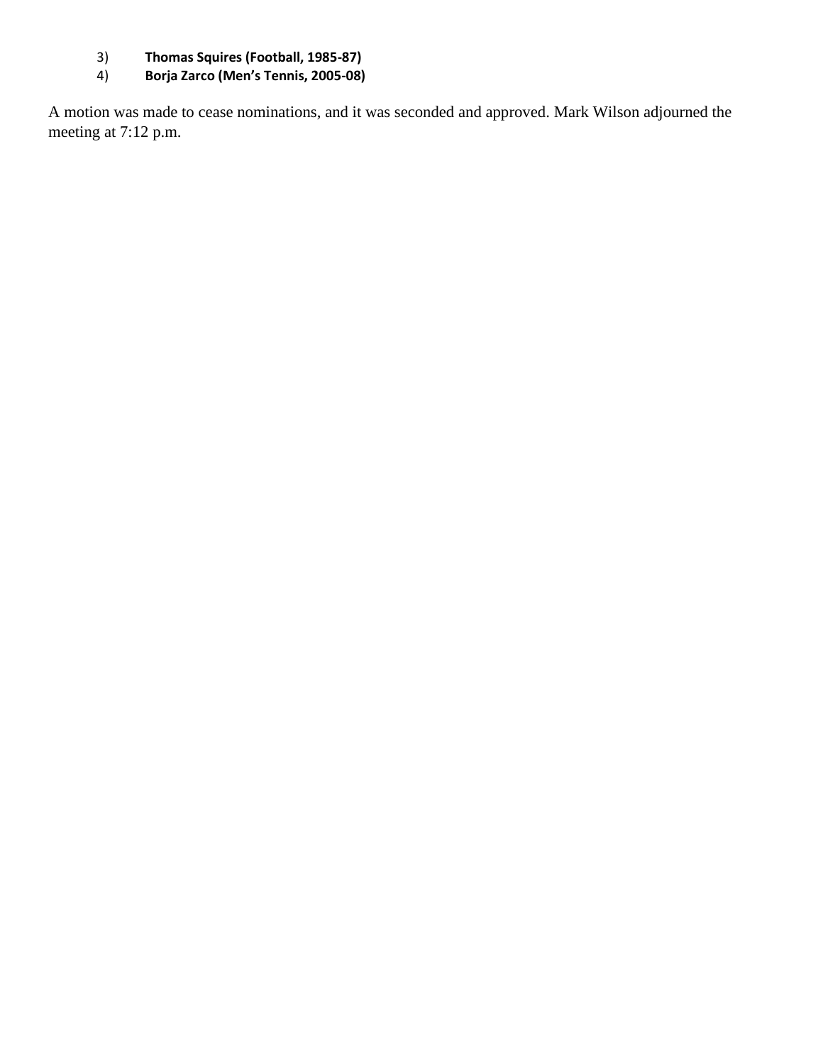3) **Thomas Squires (Football, 1985-87)**
4) **Borja Zarco (Men's Tennis, 2005-08)**

A motion was made to cease nominations, and it was seconded and approved. Mark Wilson adjourned the meeting at 7:12 p.m.